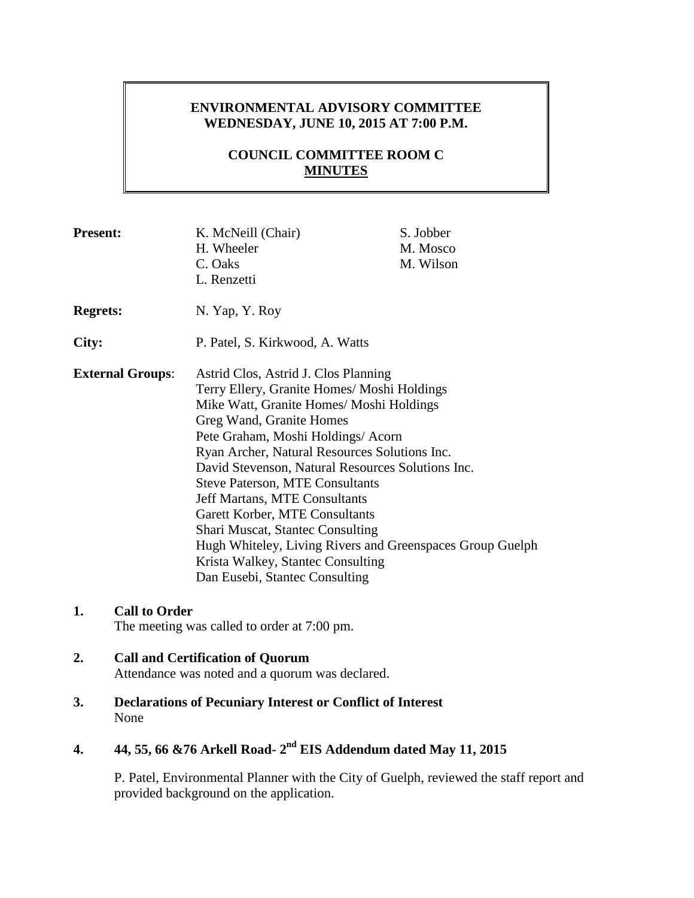**ENVIRONMENTAL ADVISORY COMMITTEE**
**WEDNESDAY, JUNE 10, 2015 AT 7:00 P.M.**

**COUNCIL COMMITTEE ROOM C**
**MINUTES**

**Present:** K. McNeill (Chair), H. Wheeler, C. Oaks, L. Renzetti, S. Jobber, M. Mosco, M. Wilson

**Regrets:** N. Yap, Y. Roy

**City:** P. Patel, S. Kirkwood, A. Watts

**External Groups**:
Astrid Clos, Astrid J. Clos Planning
Terry Ellery, Granite Homes/ Moshi Holdings
Mike Watt, Granite Homes/ Moshi Holdings
Greg Wand, Granite Homes
Pete Graham, Moshi Holdings/ Acorn
Ryan Archer, Natural Resources Solutions Inc.
David Stevenson, Natural Resources Solutions Inc.
Steve Paterson, MTE Consultants
Jeff Martans, MTE Consultants
Garett Korber, MTE Consultants
Shari Muscat, Stantec Consulting
Hugh Whiteley, Living Rivers and Greenspaces Group Guelph
Krista Walkey, Stantec Consulting
Dan Eusebi, Stantec Consulting

## 1. Call to Order

The meeting was called to order at 7:00 pm.

## 2. Call and Certification of Quorum

Attendance was noted and a quorum was declared.

## 3. Declarations of Pecuniary Interest or Conflict of Interest

None

## 4. 44, 55, 66 &76 Arkell Road- 2nd EIS Addendum dated May 11, 2015

P. Patel, Environmental Planner with the City of Guelph, reviewed the staff report and provided background on the application.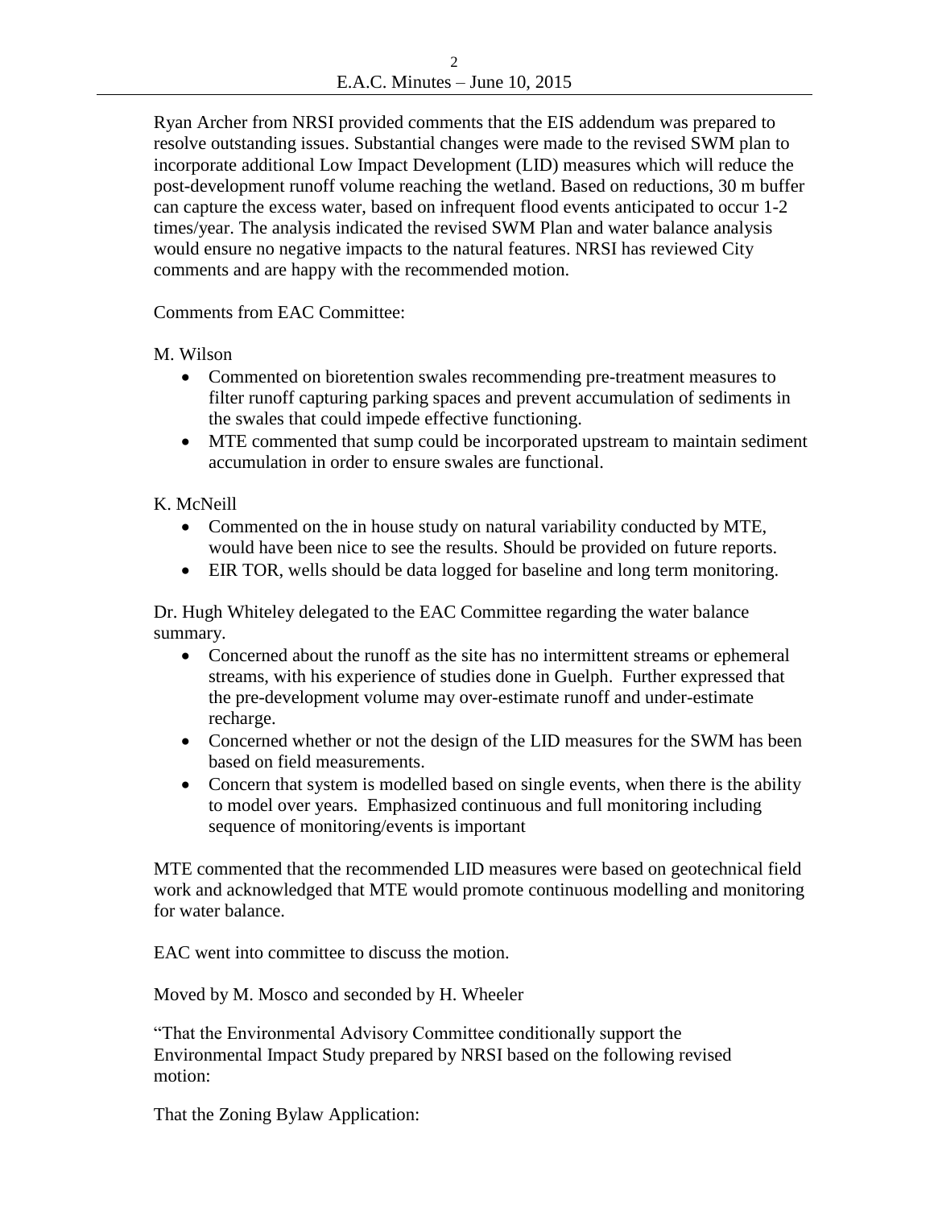Ryan Archer from NRSI provided comments that the EIS addendum was prepared to resolve outstanding issues. Substantial changes were made to the revised SWM plan to incorporate additional Low Impact Development (LID) measures which will reduce the post-development runoff volume reaching the wetland. Based on reductions, 30 m buffer can capture the excess water, based on infrequent flood events anticipated to occur 1-2 times/year. The analysis indicated the revised SWM Plan and water balance analysis would ensure no negative impacts to the natural features. NRSI has reviewed City comments and are happy with the recommended motion.

Comments from EAC Committee:

M. Wilson

- Commented on bioretention swales recommending pre-treatment measures to filter runoff capturing parking spaces and prevent accumulation of sediments in the swales that could impede effective functioning.
- MTE commented that sump could be incorporated upstream to maintain sediment accumulation in order to ensure swales are functional.

K. McNeill

- Commented on the in house study on natural variability conducted by MTE, would have been nice to see the results. Should be provided on future reports.
- EIR TOR, wells should be data logged for baseline and long term monitoring.

Dr. Hugh Whiteley delegated to the EAC Committee regarding the water balance summary.

- Concerned about the runoff as the site has no intermittent streams or ephemeral streams, with his experience of studies done in Guelph. Further expressed that the pre-development volume may over-estimate runoff and under-estimate recharge.
- Concerned whether or not the design of the LID measures for the SWM has been based on field measurements.
- Concern that system is modelled based on single events, when there is the ability to model over years. Emphasized continuous and full monitoring including sequence of monitoring/events is important

MTE commented that the recommended LID measures were based on geotechnical field work and acknowledged that MTE would promote continuous modelling and monitoring for water balance.

EAC went into committee to discuss the motion.

Moved by M. Mosco and seconded by H. Wheeler

"That the Environmental Advisory Committee conditionally support the Environmental Impact Study prepared by NRSI based on the following revised motion:

That the Zoning Bylaw Application: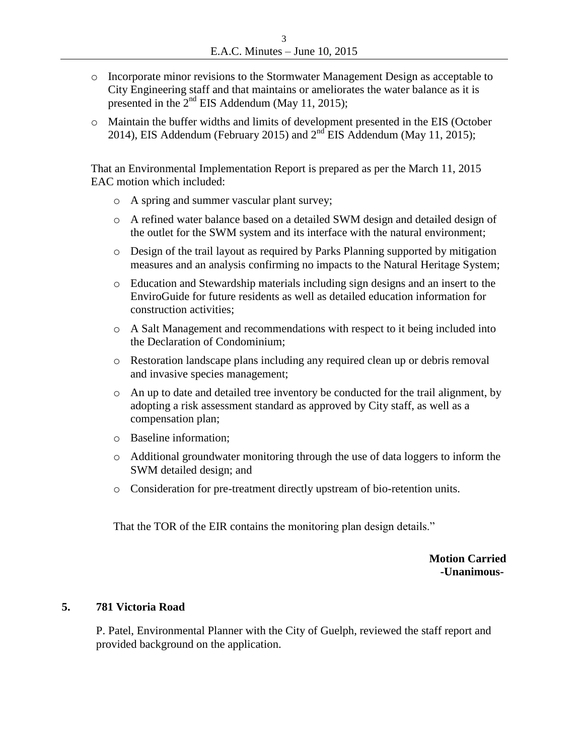- Incorporate minor revisions to the Stormwater Management Design as acceptable to City Engineering staff and that maintains or ameliorates the water balance as it is presented in the 2nd EIS Addendum (May 11, 2015);
- Maintain the buffer widths and limits of development presented in the EIS (October 2014), EIS Addendum (February 2015) and 2nd EIS Addendum (May 11, 2015);

That an Environmental Implementation Report is prepared as per the March 11, 2015 EAC motion which included:

- A spring and summer vascular plant survey;
- A refined water balance based on a detailed SWM design and detailed design of the outlet for the SWM system and its interface with the natural environment;
- Design of the trail layout as required by Parks Planning supported by mitigation measures and an analysis confirming no impacts to the Natural Heritage System;
- Education and Stewardship materials including sign designs and an insert to the EnviroGuide for future residents as well as detailed education information for construction activities;
- A Salt Management and recommendations with respect to it being included into the Declaration of Condominium;
- Restoration landscape plans including any required clean up or debris removal and invasive species management;
- An up to date and detailed tree inventory be conducted for the trail alignment, by adopting a risk assessment standard as approved by City staff, as well as a compensation plan;
- Baseline information;
- Additional groundwater monitoring through the use of data loggers to inform the SWM detailed design; and
- Consideration for pre-treatment directly upstream of bio-retention units.

That the TOR of the EIR contains the monitoring plan design details."

**Motion Carried**
**-Unanimous-**

## 5. 781 Victoria Road

P. Patel, Environmental Planner with the City of Guelph, reviewed the staff report and provided background on the application.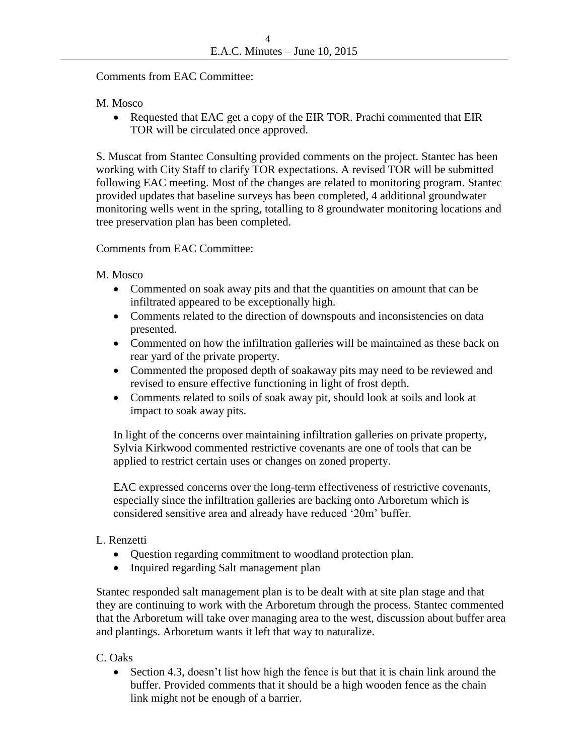Comments from EAC Committee:

M. Mosco

- Requested that EAC get a copy of the EIR TOR. Prachi commented that EIR TOR will be circulated once approved.

S. Muscat from Stantec Consulting provided comments on the project. Stantec has been working with City Staff to clarify TOR expectations. A revised TOR will be submitted following EAC meeting. Most of the changes are related to monitoring program. Stantec provided updates that baseline surveys has been completed, 4 additional groundwater monitoring wells went in the spring, totalling to 8 groundwater monitoring locations and tree preservation plan has been completed.

Comments from EAC Committee:

M. Mosco

- Commented on soak away pits and that the quantities on amount that can be infiltrated appeared to be exceptionally high.
- Comments related to the direction of downspouts and inconsistencies on data presented.
- Commented on how the infiltration galleries will be maintained as these back on rear yard of the private property.
- Commented the proposed depth of soakaway pits may need to be reviewed and revised to ensure effective functioning in light of frost depth.
- Comments related to soils of soak away pit, should look at soils and look at impact to soak away pits.

In light of the concerns over maintaining infiltration galleries on private property, Sylvia Kirkwood commented restrictive covenants are one of tools that can be applied to restrict certain uses or changes on zoned property.

EAC expressed concerns over the long-term effectiveness of restrictive covenants, especially since the infiltration galleries are backing onto Arboretum which is considered sensitive area and already have reduced '20m' buffer.

L. Renzetti

- Question regarding commitment to woodland protection plan.
- Inquired regarding Salt management plan

Stantec responded salt management plan is to be dealt with at site plan stage and that they are continuing to work with the Arboretum through the process. Stantec commented that the Arboretum will take over managing area to the west, discussion about buffer area and plantings. Arboretum wants it left that way to naturalize.

C. Oaks

- Section 4.3, doesn't list how high the fence is but that it is chain link around the buffer. Provided comments that it should be a high wooden fence as the chain link might not be enough of a barrier.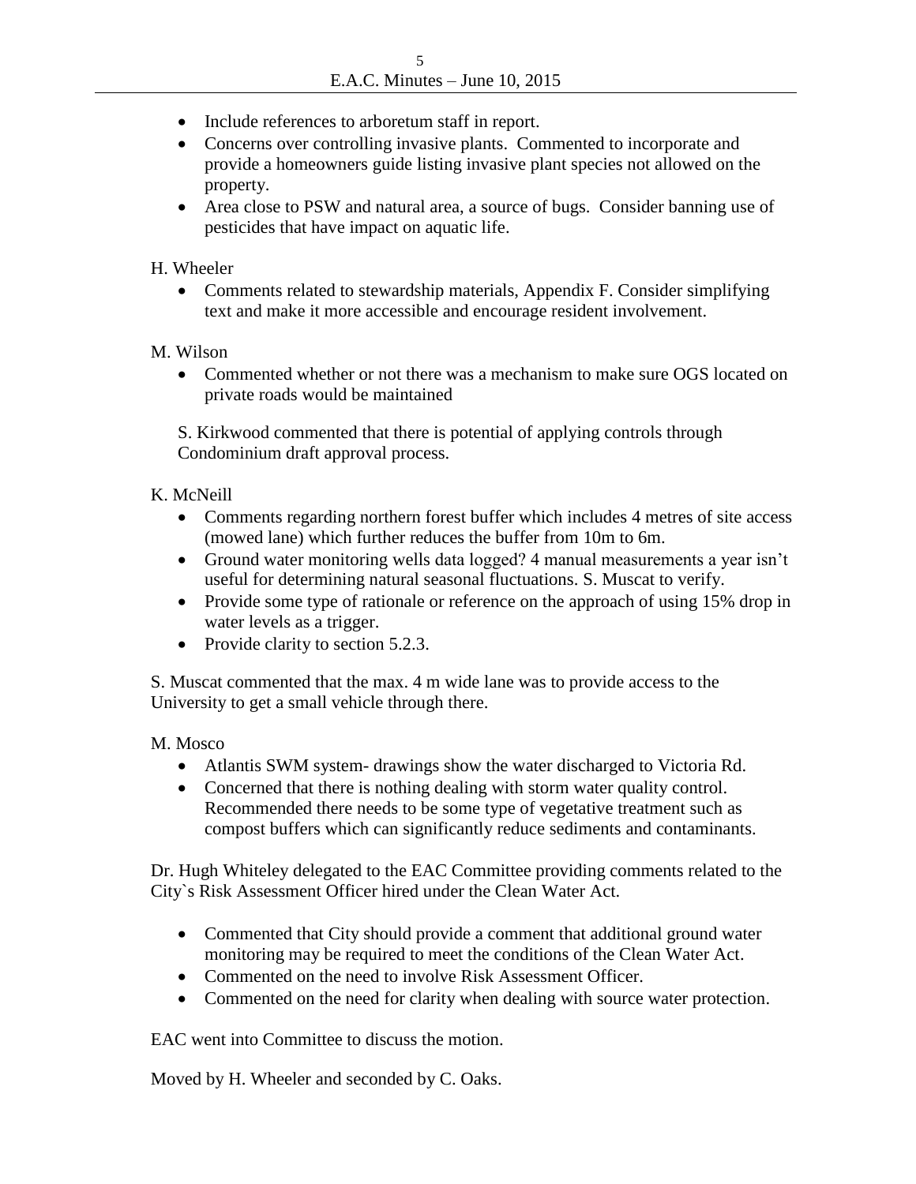- Include references to arboretum staff in report.
- Concerns over controlling invasive plants. Commented to incorporate and provide a homeowners guide listing invasive plant species not allowed on the property.
- Area close to PSW and natural area, a source of bugs. Consider banning use of pesticides that have impact on aquatic life.

H. Wheeler

- Comments related to stewardship materials, Appendix F. Consider simplifying text and make it more accessible and encourage resident involvement.

M. Wilson

- Commented whether or not there was a mechanism to make sure OGS located on private roads would be maintained

S. Kirkwood commented that there is potential of applying controls through Condominium draft approval process.

K. McNeill

- Comments regarding northern forest buffer which includes 4 metres of site access (mowed lane) which further reduces the buffer from 10m to 6m.
- Ground water monitoring wells data logged? 4 manual measurements a year isn't useful for determining natural seasonal fluctuations. S. Muscat to verify.
- Provide some type of rationale or reference on the approach of using 15% drop in water levels as a trigger.
- Provide clarity to section 5.2.3.

S. Muscat commented that the max. 4 m wide lane was to provide access to the University to get a small vehicle through there.

M. Mosco

- Atlantis SWM system- drawings show the water discharged to Victoria Rd.
- Concerned that there is nothing dealing with storm water quality control. Recommended there needs to be some type of vegetative treatment such as compost buffers which can significantly reduce sediments and contaminants.

Dr. Hugh Whiteley delegated to the EAC Committee providing comments related to the City`s Risk Assessment Officer hired under the Clean Water Act.

- Commented that City should provide a comment that additional ground water monitoring may be required to meet the conditions of the Clean Water Act.
- Commented on the need to involve Risk Assessment Officer.
- Commented on the need for clarity when dealing with source water protection.

EAC went into Committee to discuss the motion.

Moved by H. Wheeler and seconded by C. Oaks.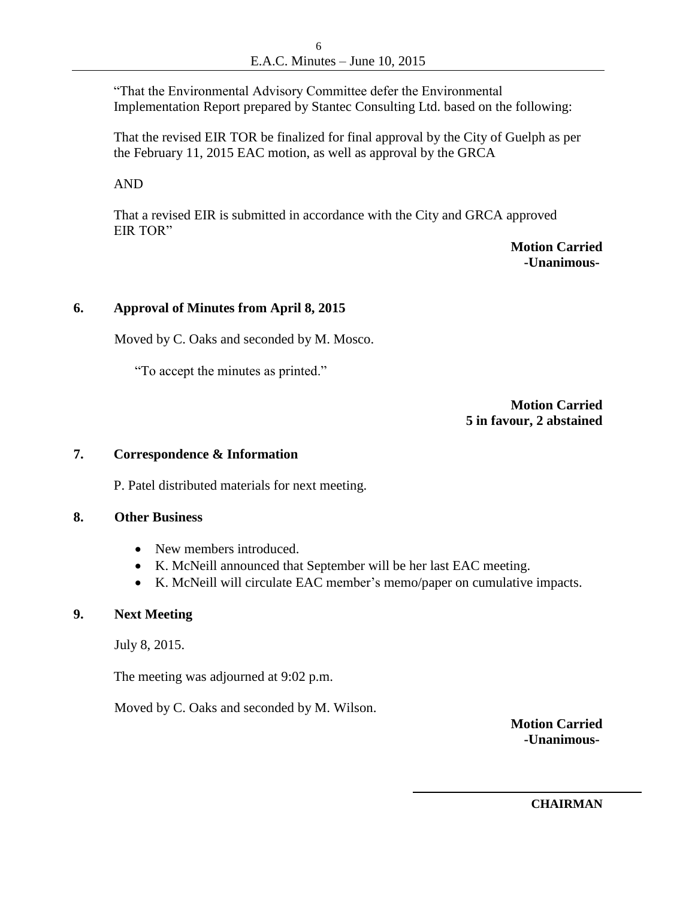"That the Environmental Advisory Committee defer the Environmental Implementation Report prepared by Stantec Consulting Ltd. based on the following:

That the revised EIR TOR be finalized for final approval by the City of Guelph as per the February 11, 2015 EAC motion, as well as approval by the GRCA

AND

That a revised EIR is submitted in accordance with the City and GRCA approved EIR TOR"

**Motion Carried**
**-Unanimous-**

## 6. Approval of Minutes from April 8, 2015

Moved by C. Oaks and seconded by M. Mosco.

"To accept the minutes as printed."

**Motion Carried**
**5 in favour, 2 abstained**

## 7. Correspondence & Information

P. Patel distributed materials for next meeting.

## 8. Other Business

- New members introduced.
- K. McNeill announced that September will be her last EAC meeting.
- K. McNeill will circulate EAC member's memo/paper on cumulative impacts.

## 9. Next Meeting

July 8, 2015.

The meeting was adjourned at 9:02 p.m.

Moved by C. Oaks and seconded by M. Wilson.

**Motion Carried**
**-Unanimous-**

**CHAIRMAN**